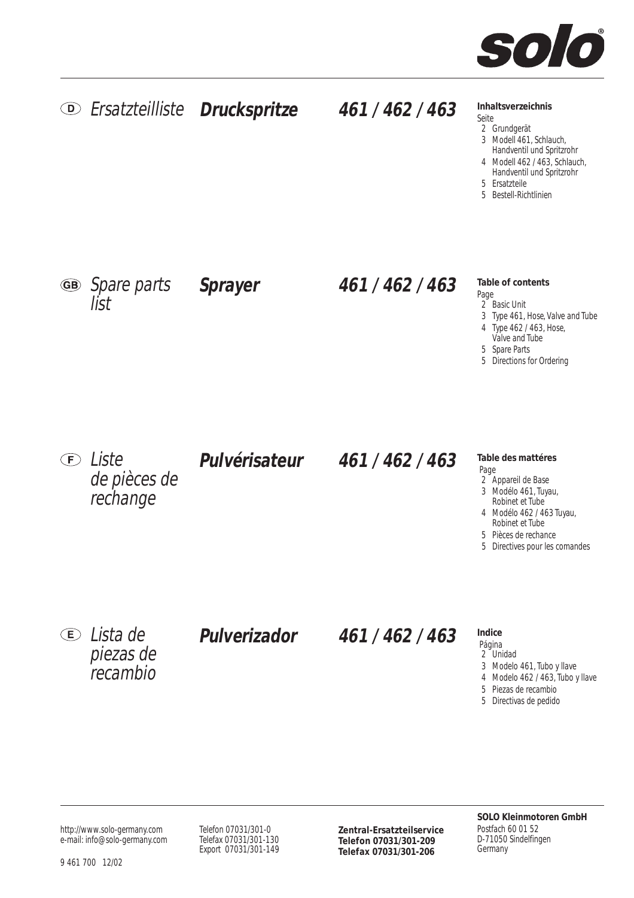**solo**®

## (D) *Ersatzteilliste* **Druckspritze** **461 / 462 / 463**

**Inhaltsverzeichnis**

Seite
- 2 Grundgerät
- 3 Modell 461, Schlauch, Handventil und Spritzrohr
- 4 Modell 462 / 463, Schlauch, Handventil und Spritzrohr
- 5 Ersatzteile
- 5 Bestell-Richtlinien

## (GB) *Spare parts list* **Sprayer** **461 / 462 / 463**

**Table of contents**

Page
- 2 Basic Unit
- 3 Type 461, Hose, Valve and Tube
- 4 Type 462 / 463, Hose, Valve and Tube
- 5 Spare Parts
- 5 Directions for Ordering

## (F) *Liste de pièces de rechange* **Pulvérisateur** **461 / 462 / 463**

**Table des mattéres**

Page
- 2 Appareil de Base
- 3 Modélo 461, Tuyau, Robinet et Tube
- 4 Modélo 462 / 463 Tuyau, Robinet et Tube
- 5 Pièces de rechance
- 5 Directives pour les comandes

## (E) *Lista de piezas de recambio* **Pulverizador** **461 / 462 / 463**

**Indice**

Página
- 2 Unidad
- 3 Modelo 461, Tubo y llave
- 4 Modelo 462 / 463, Tubo y llave
- 5 Piezas de recambio
- 5 Directivas de pedido

http://www.solo-germany.com
e-mail: info@solo-germany.com

Telefon 07031/301-0
Telefax 07031/301-130
Export 07031/301-149

**Zentral-Ersatzteilservice**
**Telefon 07031/301-209**
**Telefax 07031/301-206**

**SOLO Kleinmotoren GmbH**
Postfach 60 01 52
D-71050 Sindelfingen
Germany

9 461 700 12/02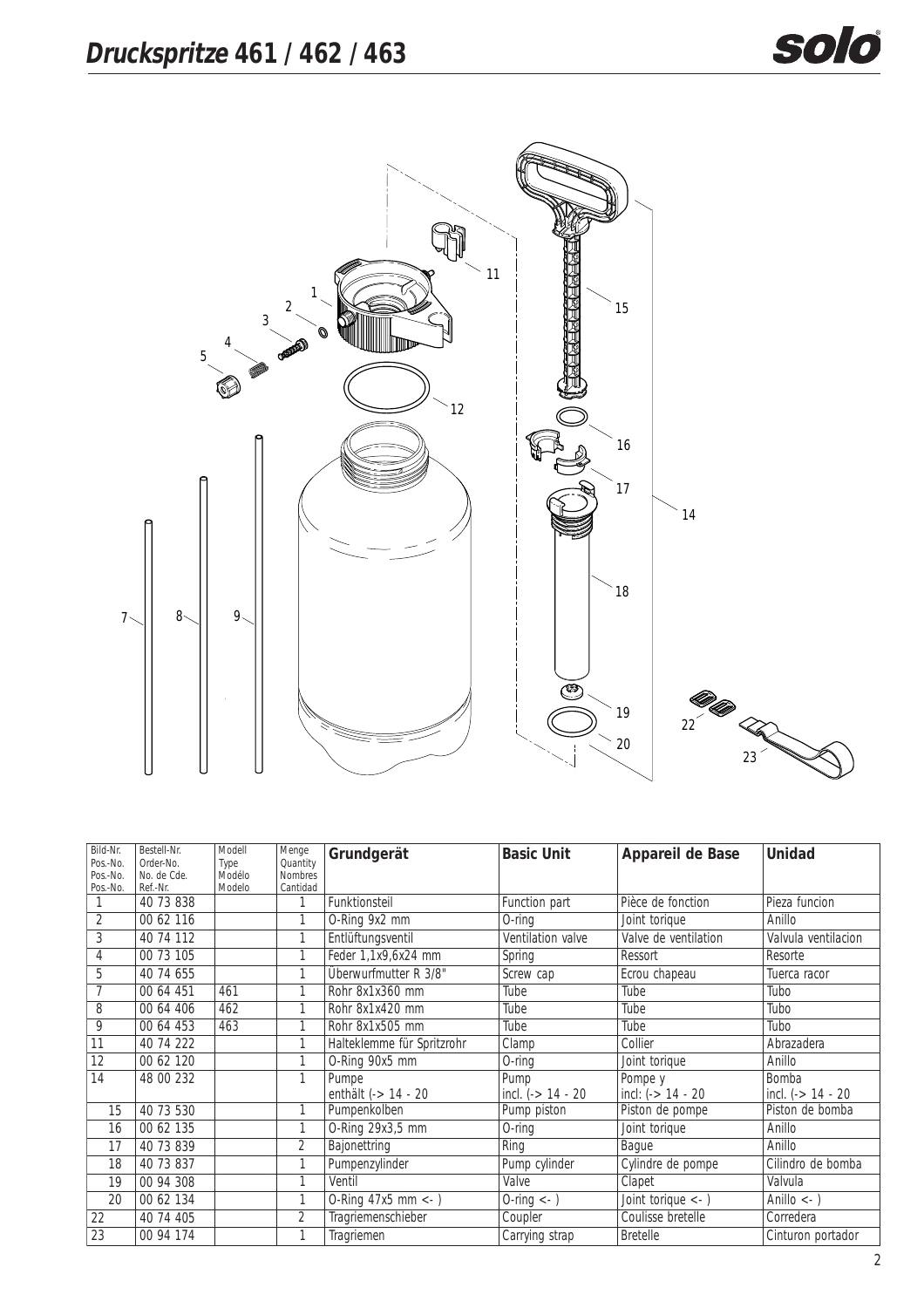# *Druckspritze* 461 / 462 / 463

| Bild-Nr. Pos.-No. Pos.-No. Pos.-No. | Bestell-Nr. Order-No. No. de Cde. Ref.-Nr. | Modell Type Modélo Modelo | Menge Quantity Nombres Cantidad | Grundgerät | Basic Unit | Appareil de Base | Unidad |
|---|---|---|---|---|---|---|---|
| 1 | 40 73 838 | | 1 | Funktionsteil | Function part | Pièce de fonction | Pieza funcion |
| 2 | 00 62 116 | | 1 | O-Ring 9x2 mm | O-ring | Joint torique | Anillo |
| 3 | 40 74 112 | | 1 | Entlüftungsventil | Ventilation valve | Valve de ventilation | Valvula ventilacion |
| 4 | 00 73 105 | | 1 | Feder 1,1x9,6x24 mm | Spring | Ressort | Resorte |
| 5 | 40 74 655 | | 1 | Überwurfmutter R 3/8" | Screw cap | Ecrou chapeau | Tuerca racor |
| 7 | 00 64 451 | 461 | 1 | Rohr 8x1x360 mm | Tube | Tube | Tubo |
| 8 | 00 64 406 | 462 | 1 | Rohr 8x1x420 mm | Tube | Tube | Tubo |
| 9 | 00 64 453 | 463 | 1 | Rohr 8x1x505 mm | Tube | Tube | Tubo |
| 11 | 40 74 222 | | 1 | Halteklemme für Spritzrohr | Clamp | Collier | Abrazadera |
| 12 | 00 62 120 | | 1 | O-Ring 90x5 mm | O-ring | Joint torique | Anillo |
| 14 | 48 00 232 | | 1 | Pumpe enthält (-> 14 - 20 | Pump incl. (-> 14 - 20 | Pompe y incl: (-> 14 - 20 | Bomba incl. (-> 14 - 20 |
| 15 | 40 73 530 | | 1 | Pumpenkolben | Pump piston | Piston de pompe | Piston de bomba |
| 16 | 00 62 135 | | 1 | O-Ring 29x3,5 mm | O-ring | Joint torique | Anillo |
| 17 | 40 73 839 | | 2 | Bajonettring | Ring | Bague | Anillo |
| 18 | 40 73 837 | | 1 | Pumpenzylinder | Pump cylinder | Cylindre de pompe | Cilindro de bomba |
| 19 | 00 94 308 | | 1 | Ventil | Valve | Clapet | Valvula |
| 20 | 00 62 134 | | 1 | O-Ring 47x5 mm <- ) | O-ring <- ) | Joint torique <- ) | Anillo <- ) |
| 22 | 40 74 405 | | 2 | Tragriemenschieber | Coupler | Coulisse bretelle | Corredera |
| 23 | 00 94 174 | | 1 | Tragriemen | Carrying strap | Bretelle | Cinturon portador |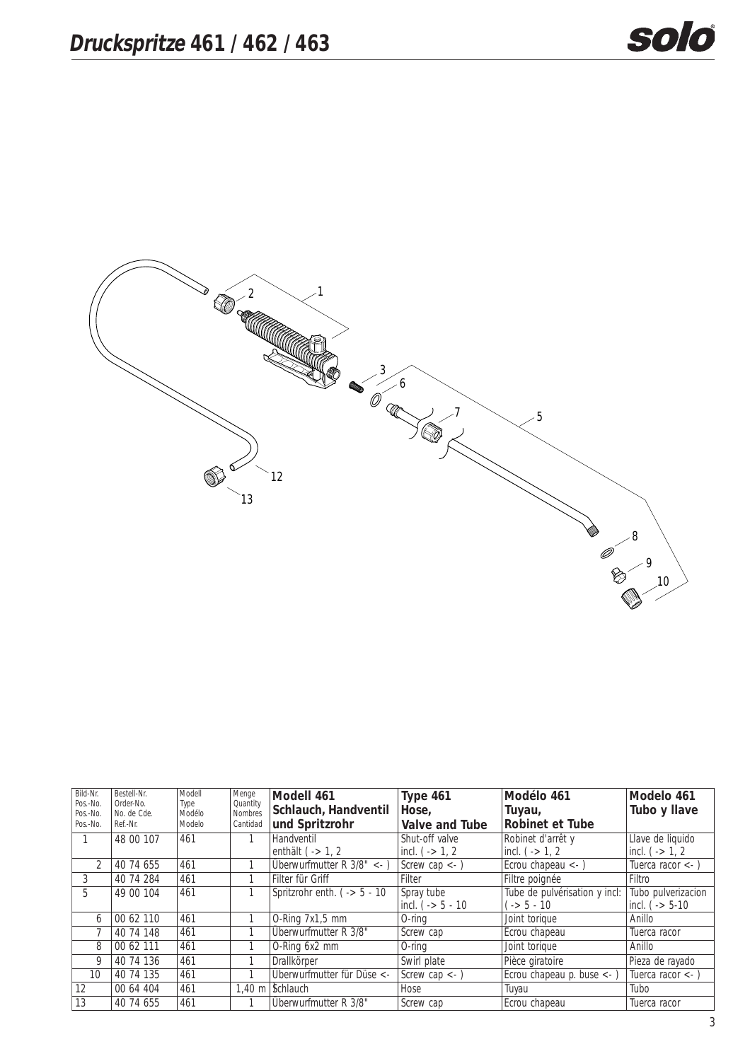# Druckspritze 461 / 462 / 463

| Bild-Nr. Pos.-No. Pos.-No. Pos.-No. | Bestell-Nr. Order-No. No. de Cde. Ref.-Nr. | Modell Type Modélo Modelo | Menge Quantity Nombres Cantidad | **Modell 461 Schlauch, Handventil und Spritzrohr** | **Type 461 Hose, Valve and Tube** | **Modélo 461 Tuyau, Robinet et Tube** | **Modelo 461 Tubo y llave** |
|---|---|---|---|---|---|---|---|
| 1 | 48 00 107 | 461 | 1 | Handventil enthält ( -> 1, 2 | Shut-off valve incl. ( -> 1, 2 | Robinet d'arrêt y incl. ( -> 1, 2 | Llave de liquido incl. ( -> 1, 2 |
| 2 | 40 74 655 | 461 | 1 | Überwurfmutter R 3/8" <- ) | Screw cap <- ) | Ecrou chapeau <- ) | Tuerca racor <- ) |
| 3 | 40 74 284 | 461 | 1 | Filter für Griff | Filter | Filtre poignée | Filtro |
| 5 | 49 00 104 | 461 | 1 | Spritzrohr enth. ( -> 5 - 10 | Spray tube incl. ( -> 5 - 10 | Tube de pulvérisation y incl: ( -> 5 - 10 | Tubo pulverizacion incl. ( -> 5-10 |
| 6 | 00 62 110 | 461 | 1 | O-Ring 7x1,5 mm | O-ring | Joint torique | Anillo |
| 7 | 40 74 148 | 461 | 1 | Überwurfmutter R 3/8" | Screw cap | Ecrou chapeau | Tuerca racor |
| 8 | 00 62 111 | 461 | 1 | O-Ring 6x2 mm | O-ring | Joint torique | Anillo |
| 9 | 40 74 136 | 461 | 1 | Drallkörper | Swirl plate | Pièce giratoire | Pieza de rayado |
| 10 | 40 74 135 | 461 | 1 | Überwurfmutter für Düse <- | Screw cap <- ) | Ecrou chapeau p. buse <- ) | Tuerca racor <- ) |
| 12 | 00 64 404 | 461 | 1,40 m | Schlauch | Hose | Tuyau | Tubo |
| 13 | 40 74 655 | 461 | 1 | Überwurfmutter R 3/8" | Screw cap | Ecrou chapeau | Tuerca racor |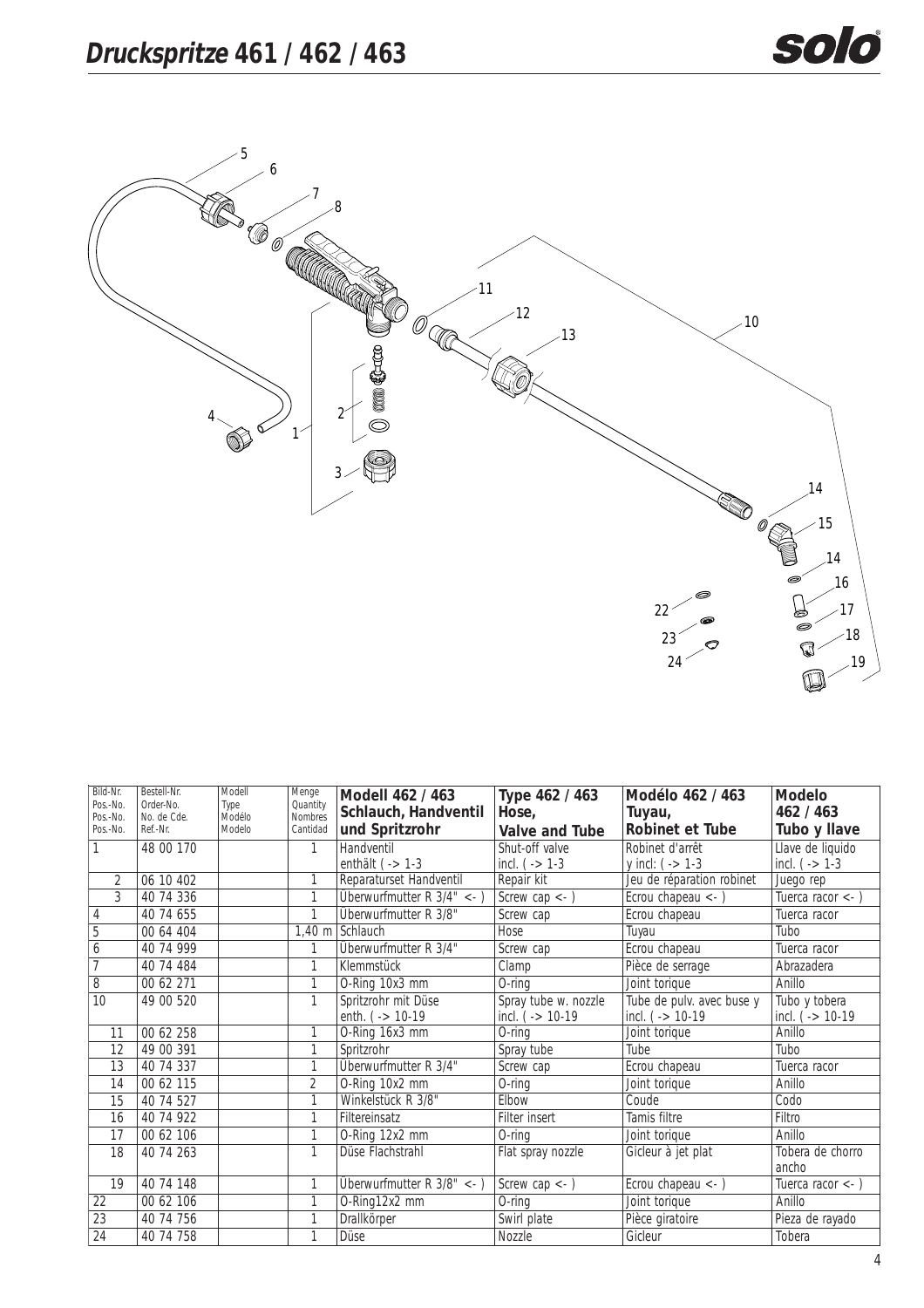# *Druckspritze* 461 / 462 / 463

| Bild-Nr. Pos.-No. Pos.-No. Pos.-No. | Bestell-Nr. Order-No. No. de Cde. Ref.-Nr. | Modell Type Modélo Modelo | Menge Quantity Nombres Cantidad | **Modell 462 / 463 Schlauch, Handventil und Spritzrohr** | **Type 462 / 463 Hose, Valve and Tube** | **Modélo 462 / 463 Tuyau, Robinet et Tube** | **Modelo 462 / 463 Tubo y llave** |
|---|---|---|---|---|---|---|---|
| 1 | 48 00 170 | | 1 | Handventil enthält ( -> 1-3 | Shut-off valve incl. ( -> 1-3 | Robinet d'arrêt y incl: ( -> 1-3 | Llave de liquido incl. ( -> 1-3 |
| 2 | 06 10 402 | | 1 | Reparaturset Handventil | Repair kit | Jeu de réparation robinet | Juego rep |
| 3 | 40 74 336 | | 1 | Überwurfmutter R 3/4" <- ) | Screw cap <- ) | Ecrou chapeau <- ) | Tuerca racor <- ) |
| 4 | 40 74 655 | | 1 | Überwurfmutter R 3/8" | Screw cap | Ecrou chapeau | Tuerca racor |
| 5 | 00 64 404 | | 1,40 m | Schlauch | Hose | Tuyau | Tubo |
| 6 | 40 74 999 | | 1 | Überwurfmutter R 3/4" | Screw cap | Ecrou chapeau | Tuerca racor |
| 7 | 40 74 484 | | 1 | Klemmstück | Clamp | Pièce de serrage | Abrazadera |
| 8 | 00 62 271 | | 1 | O-Ring 10x3 mm | O-ring | Joint torique | Anillo |
| 10 | 49 00 520 | | 1 | Spritzrohr mit Düse enth. ( -> 10-19 | Spray tube w. nozzle incl. ( -> 10-19 | Tube de pulv. avec buse y incl. ( -> 10-19 | Tubo y tobera incl. ( -> 10-19 |
| 11 | 00 62 258 | | 1 | O-Ring 16x3 mm | O-ring | Joint torique | Anillo |
| 12 | 49 00 391 | | 1 | Spritzrohr | Spray tube | Tube | Tubo |
| 13 | 40 74 337 | | 1 | Überwurfmutter R 3/4" | Screw cap | Ecrou chapeau | Tuerca racor |
| 14 | 00 62 115 | | 2 | O-Ring 10x2 mm | O-ring | Joint torique | Anillo |
| 15 | 40 74 527 | | 1 | Winkelstück R 3/8" | Elbow | Coude | Codo |
| 16 | 40 74 922 | | 1 | Filtereinsatz | Filter insert | Tamis filtre | Filtro |
| 17 | 00 62 106 | | 1 | O-Ring 12x2 mm | O-ring | Joint torique | Anillo |
| 18 | 40 74 263 | | 1 | Düse Flachstrahl | Flat spray nozzle | Gicleur à jet plat | Tobera de chorro ancho |
| 19 | 40 74 148 | | 1 | Überwurfmutter R 3/8" <- ) | Screw cap <- ) | Ecrou chapeau <- ) | Tuerca racor <- ) |
| 22 | 00 62 106 | | 1 | O-Ring12x2 mm | O-ring | Joint torique | Anillo |
| 23 | 40 74 756 | | 1 | Drallkörper | Swirl plate | Pièce giratoire | Pieza de rayado |
| 24 | 40 74 758 | | 1 | Düse | Nozzle | Gicleur | Tobera |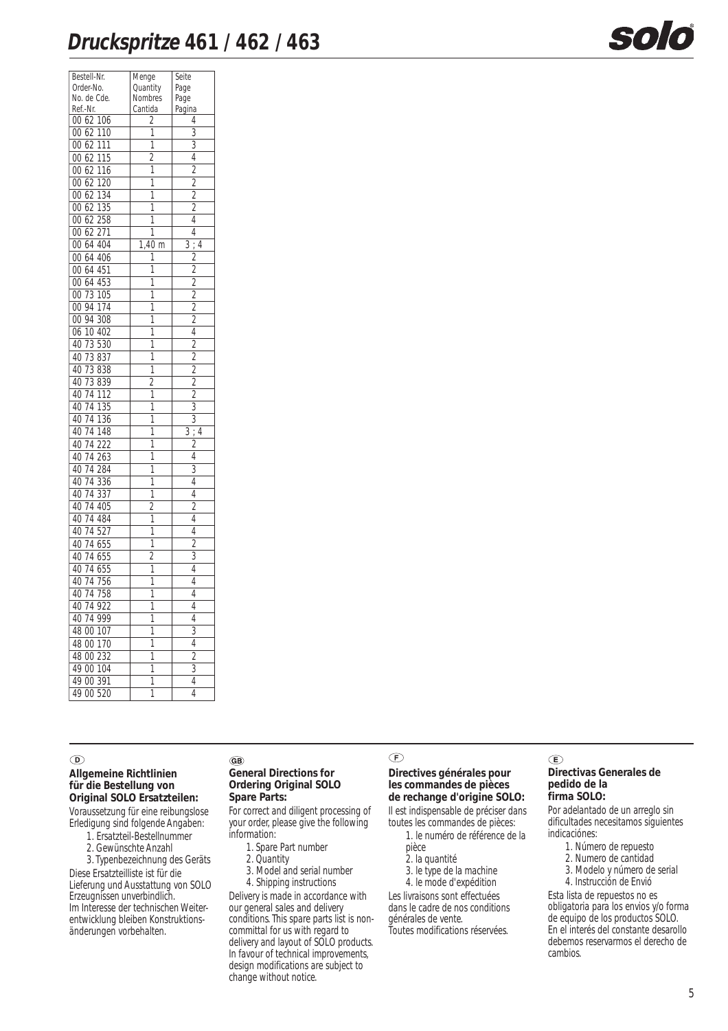# Druckspritze 461 / 462 / 463

| Bestell-Nr. Order-No. No. de Cde. Ref.-Nr. | Menge Quantity Nombres Cantida | Seite Page Page Pagina |
|---|---|---|
| 00 62 106 | 2 | 4 |
| 00 62 110 | 1 | 3 |
| 00 62 111 | 1 | 3 |
| 00 62 115 | 2 | 4 |
| 00 62 116 | 1 | 2 |
| 00 62 120 | 1 | 2 |
| 00 62 134 | 1 | 2 |
| 00 62 135 | 1 | 2 |
| 00 62 258 | 1 | 4 |
| 00 62 271 | 1 | 4 |
| 00 64 404 | 1,40 m | 3 ; 4 |
| 00 64 406 | 1 | 2 |
| 00 64 451 | 1 | 2 |
| 00 64 453 | 1 | 2 |
| 00 73 105 | 1 | 2 |
| 00 94 174 | 1 | 2 |
| 00 94 308 | 1 | 2 |
| 06 10 402 | 1 | 4 |
| 40 73 530 | 1 | 2 |
| 40 73 837 | 1 | 2 |
| 40 73 838 | 1 | 2 |
| 40 73 839 | 2 | 2 |
| 40 74 112 | 1 | 2 |
| 40 74 135 | 1 | 3 |
| 40 74 136 | 1 | 3 |
| 40 74 148 | 1 | 3 ; 4 |
| 40 74 222 | 1 | 2 |
| 40 74 263 | 1 | 4 |
| 40 74 284 | 1 | 3 |
| 40 74 336 | 1 | 4 |
| 40 74 337 | 1 | 4 |
| 40 74 405 | 2 | 2 |
| 40 74 484 | 1 | 4 |
| 40 74 527 | 1 | 4 |
| 40 74 655 | 1 | 2 |
| 40 74 655 | 2 | 3 |
| 40 74 655 | 1 | 4 |
| 40 74 756 | 1 | 4 |
| 40 74 758 | 1 | 4 |
| 40 74 922 | 1 | 4 |
| 40 74 999 | 1 | 4 |
| 48 00 107 | 1 | 3 |
| 48 00 170 | 1 | 4 |
| 48 00 232 | 1 | 2 |
| 49 00 104 | 1 | 3 |
| 49 00 391 | 1 | 4 |
| 49 00 520 | 1 | 4 |

(D)

**Allgemeine Richtlinien für die Bestellung von Original SOLO Ersatzteilen:**

Voraussetzung für eine reibungslose Erledigung sind folgende Angaben:

1. Ersatzteil-Bestellnummer
2. Gewünschte Anzahl
3. Typenbezeichnung des Geräts

Diese Ersatzteilliste ist für die Lieferung und Ausstattung von SOLO Erzeugnissen unverbindlich. Im Interesse der technischen Weiterentwicklung bleiben Konstruktionsänderungen vorbehalten.

(GB)

**General Directions for Ordering Original SOLO Spare Parts:**

For correct and diligent processing of your order, please give the following information:

1. Spare Part number
2. Quantity
3. Model and serial number
4. Shipping instructions

Delivery is made in accordance with our general sales and delivery conditions. This spare parts list is non-committal for us with regard to delivery and layout of SOLO products. In favour of technical improvements, design modifications are subject to change without notice.

(F)

**Directives générales pour les commandes de pièces de rechange d'origine SOLO:**

Il est indispensable de préciser dans toutes les commandes de pièces:

1. le numéro de référence de la pièce
2. la quantité
3. le type de la machine
4. le mode d'expédition

Les livraisons sont effectuées dans le cadre de nos conditions générales de vente. Toutes modifications réservées.

(E)

**Directivas Generales de pedido de la firma SOLO:**

Por adelantado de un arreglo sin dificultades necesitamos siguientes indicaciónes:

1. Número de repuesto
2. Numero de cantidad
3. Modelo y número de serial
4. Instrucción de Envió

Esta lista de repuestos no es obligatoria para los envios y/o forma de equipo de los productos SOLO. En el interés del constante desarollo debemos reservarmos el derecho de cambios.